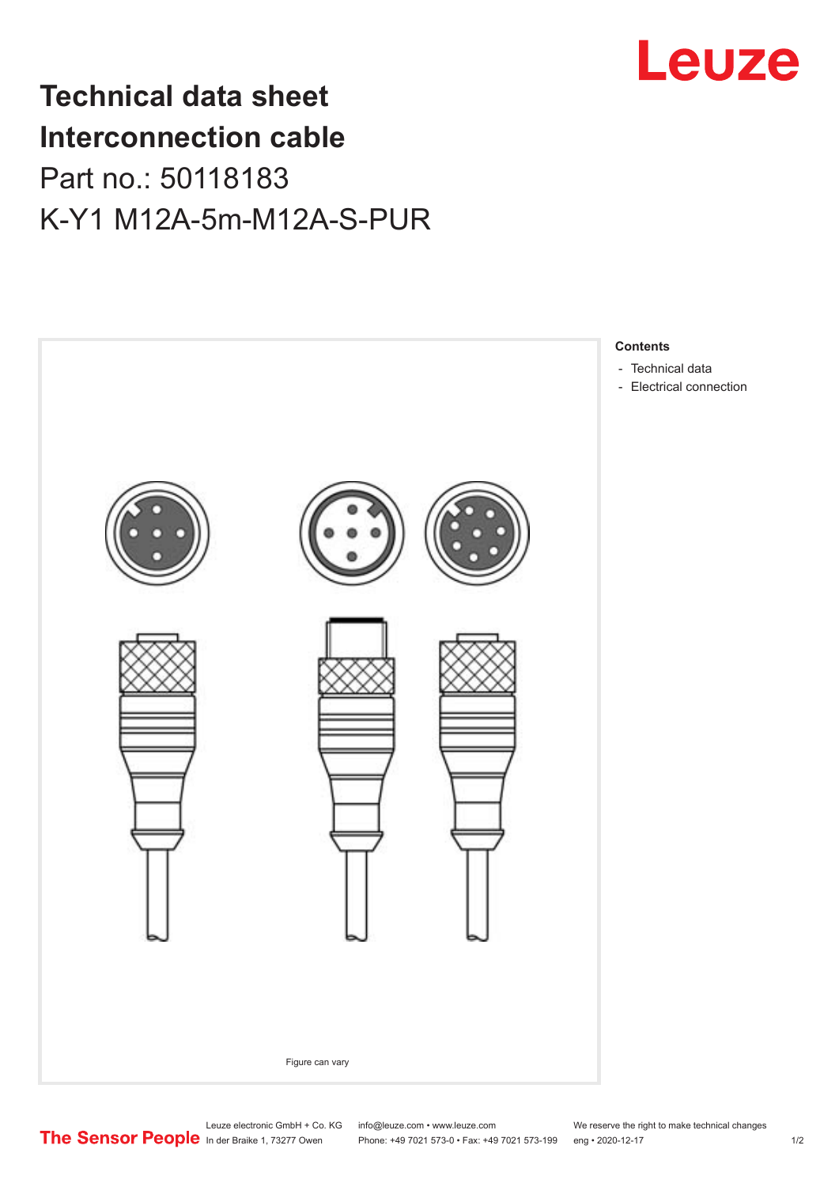# Technical data sheet
# Interconnection cable

## Part no.: 50118183

## K-Y1 M12A-5m-M12A-S-PUR

Figure can vary

**Contents**

- Technical data
- Electrical connection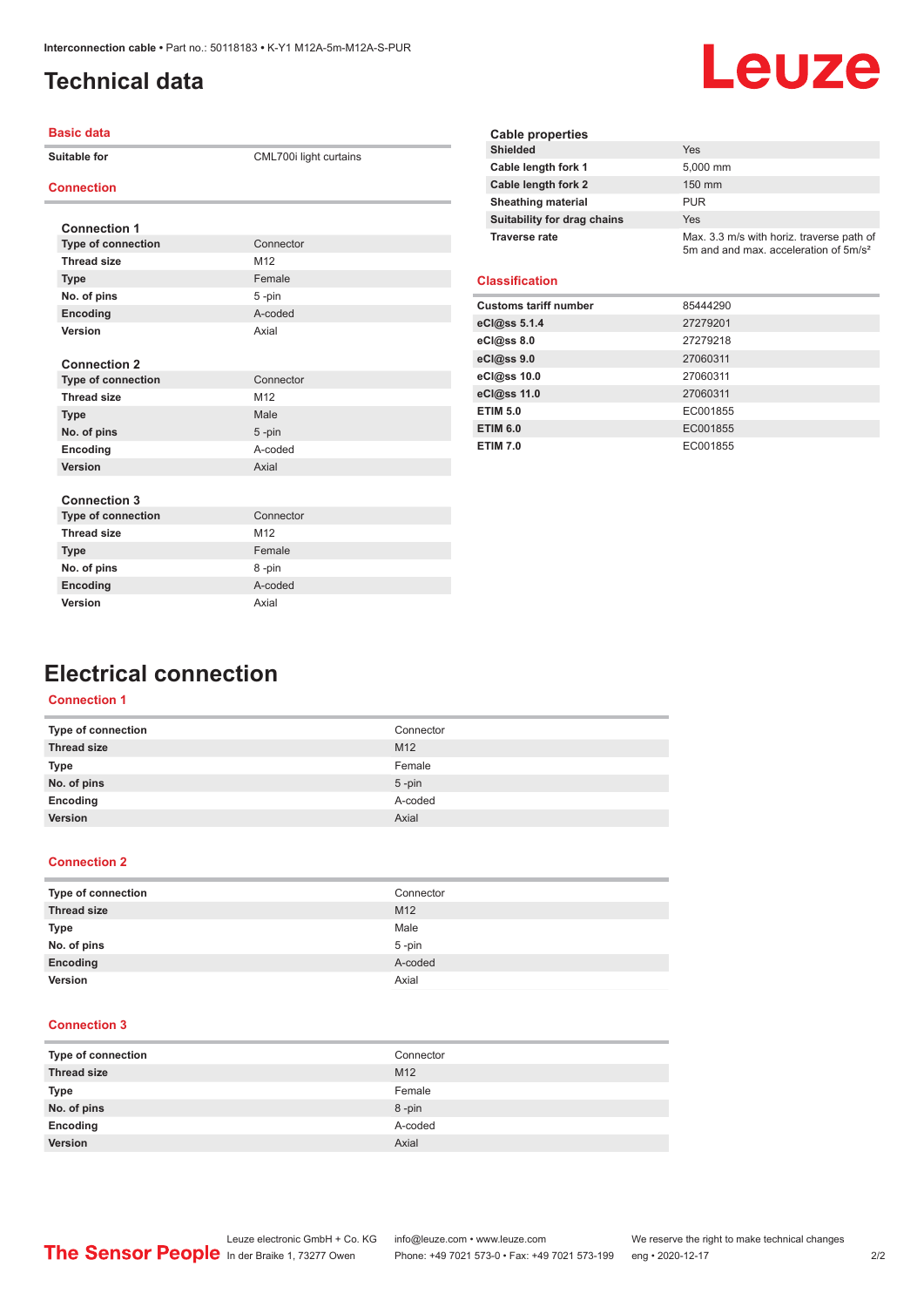# Technical data

## Basic data

| | |
|---|---|
| Suitable for | CML700i light curtains |

## Connection

### Connection 1

| | |
|---|---|
| Type of connection | Connector |
| Thread size | M12 |
| Type | Female |
| No. of pins | 5 -pin |
| Encoding | A-coded |
| Version | Axial |

### Connection 2

| | |
|---|---|
| Type of connection | Connector |
| Thread size | M12 |
| Type | Male |
| No. of pins | 5 -pin |
| Encoding | A-coded |
| Version | Axial |

### Connection 3

| | |
|---|---|
| Type of connection | Connector |
| Thread size | M12 |
| Type | Female |
| No. of pins | 8 -pin |
| Encoding | A-coded |
| Version | Axial |

### Cable properties

| | |
|---|---|
| Shielded | Yes |
| Cable length fork 1 | 5,000 mm |
| Cable length fork 2 | 150 mm |
| Sheathing material | PUR |
| Suitability for drag chains | Yes |
| Traverse rate | Max. 3.3 m/s with horiz. traverse path of 5m and and max. acceleration of 5m/s² |

## Classification

| | |
|---|---|
| Customs tariff number | 85444290 |
| eCl@ss 5.1.4 | 27279201 |
| eCl@ss 8.0 | 27279218 |
| eCl@ss 9.0 | 27060311 |
| eCl@ss 10.0 | 27060311 |
| eCl@ss 11.0 | 27060311 |
| ETIM 5.0 | EC001855 |
| ETIM 6.0 | EC001855 |
| ETIM 7.0 | EC001855 |

# Electrical connection

## Connection 1

| | |
|---|---|
| Type of connection | Connector |
| Thread size | M12 |
| Type | Female |
| No. of pins | 5 -pin |
| Encoding | A-coded |
| Version | Axial |

## Connection 2

| | |
|---|---|
| Type of connection | Connector |
| Thread size | M12 |
| Type | Male |
| No. of pins | 5 -pin |
| Encoding | A-coded |
| Version | Axial |

## Connection 3

| | |
|---|---|
| Type of connection | Connector |
| Thread size | M12 |
| Type | Female |
| No. of pins | 8 -pin |
| Encoding | A-coded |
| Version | Axial |